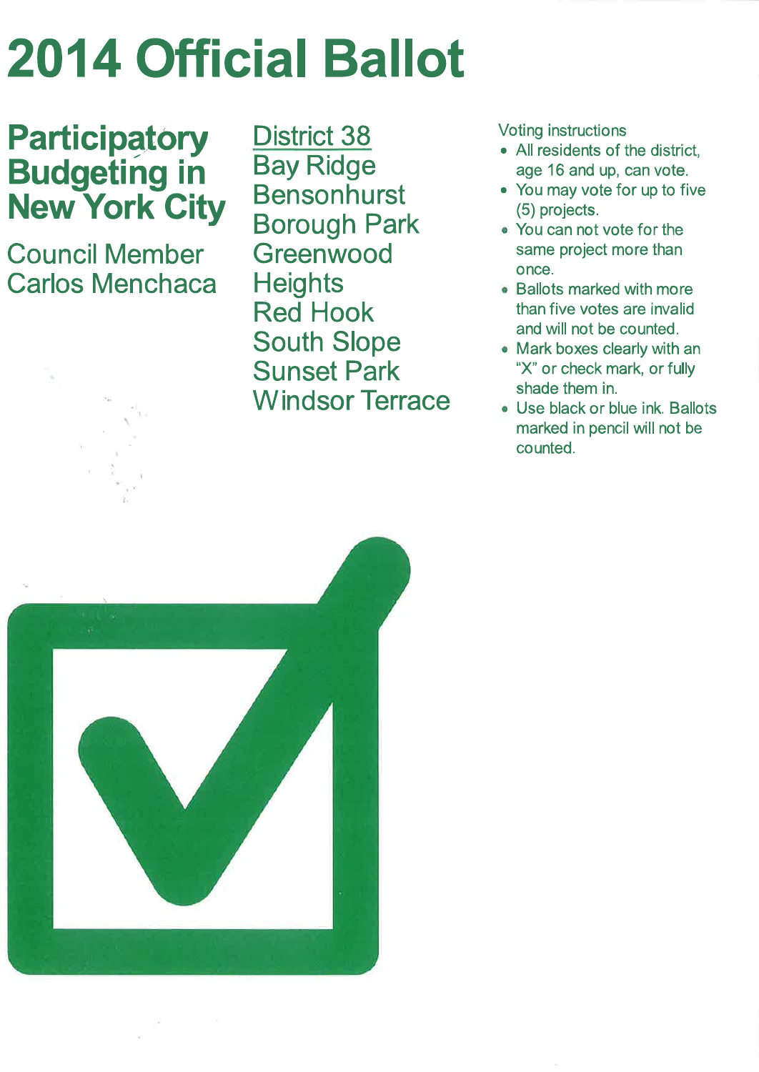# 2014 Official Ballot

## Participatory Budgeting in New York City

Council Member
Carlos Menchaca

District 38
Bay Ridge
Bensonhurst
Borough Park
Greenwood
Heights
Red Hook
South Slope
Sunset Park
Windsor Terrace

Voting instructions

- All residents of the district, age 16 and up, can vote.
- You may vote for up to five (5) projects.
- You can not vote for the same project more than once.
- Ballots marked with more than five votes are invalid and will not be counted.
- Mark boxes clearly with an "X" or check mark, or fully shade them in.
- Use black or blue ink. Ballots marked in pencil will not be counted.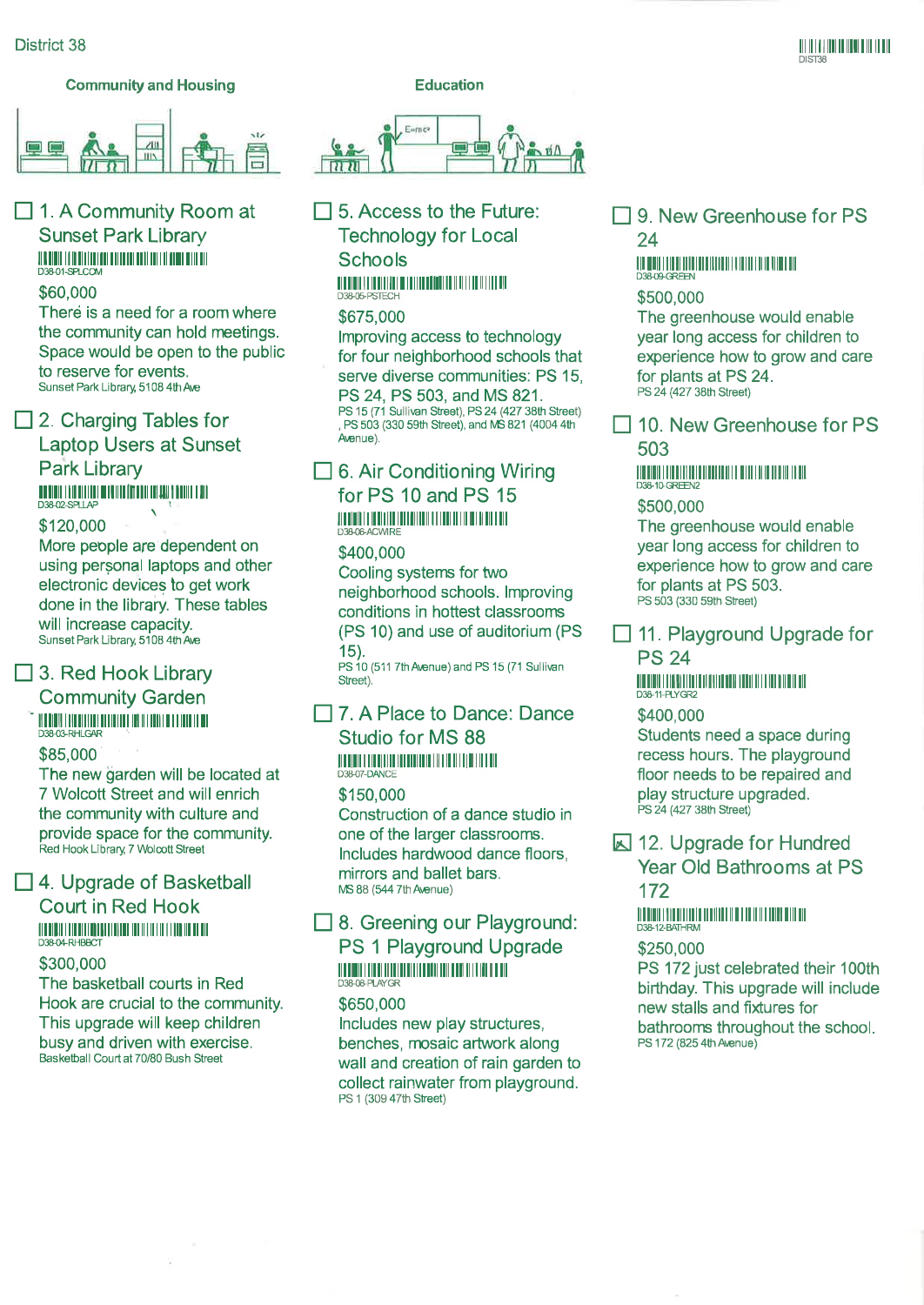District 38

DIST38

## Community and Housing

☐ 1. A Community Room at Sunset Park Library

D38-01-SPLCOM

$60,000

There is a need for a room where the community can hold meetings. Space would be open to the public to reserve for events.

Sunset Park Library, 5108 4th Ave

☐ 2. Charging Tables for Laptop Users at Sunset Park Library

D38-02-SPLLAP

$120,000

More people are dependent on using personal laptops and other electronic devices to get work done in the library. These tables will increase capacity.

Sunset Park Library, 5108 4th Ave

☐ 3. Red Hook Library Community Garden

D38-03-RHLGAR

$85,000

The new garden will be located at 7 Wolcott Street and will enrich the community with culture and provide space for the community.

Red Hook Library, 7 Wolcott Street

☐ 4. Upgrade of Basketball Court in Red Hook

D38-04-RHBBCT

$300,000

The basketball courts in Red Hook are crucial to the community. This upgrade will keep children busy and driven with exercise.

Basketball Court at 70/80 Bush Street

## Education

☐ 5. Access to the Future: Technology for Local Schools

D38-05-PSTECH

$675,000

Improving access to technology for four neighborhood schools that serve diverse communities: PS 15, PS 24, PS 503, and MS 821.

PS 15 (71 Sullivan Street), PS 24 (427 38th Street), PS 503 (330 59th Street), and MS 821 (4004 4th Avenue).

☐ 6. Air Conditioning Wiring for PS 10 and PS 15

D38-06-ACWIRE

$400,000

Cooling systems for two neighborhood schools. Improving conditions in hottest classrooms (PS 10) and use of auditorium (PS 15).

PS 10 (511 7th Avenue) and PS 15 (71 Sullivan Street).

☐ 7. A Place to Dance: Dance Studio for MS 88

D38-07-DANCE

$150,000

Construction of a dance studio in one of the larger classrooms. Includes hardwood dance floors, mirrors and ballet bars.

MS 88 (544 7th Avenue)

☐ 8. Greening our Playground: PS 1 Playground Upgrade

D38-08-PLAYGR

$650,000

Includes new play structures, benches, mosaic artwork along wall and creation of rain garden to collect rainwater from playground.

PS 1 (309 47th Street)

☐ 9. New Greenhouse for PS 24

D38-09-GREEN

$500,000

The greenhouse would enable year long access for children to experience how to grow and care for plants at PS 24.

PS 24 (427 38th Street)

☐ 10. New Greenhouse for PS 503

D38-10-GREEN2

$500,000

The greenhouse would enable year long access for children to experience how to grow and care for plants at PS 503.

PS 503 (330 59th Street)

☐ 11. Playground Upgrade for PS 24

D38-11-PLYGR2

$400,000

Students need a space during recess hours. The playground floor needs to be repaired and play structure upgraded.

PS 24 (427 38th Street)

☒ 12. Upgrade for Hundred Year Old Bathrooms at PS 172

D38-12-BATHRM

$250,000

PS 172 just celebrated their 100th birthday. This upgrade will include new stalls and fixtures for bathrooms throughout the school.

PS 172 (825 4th Avenue)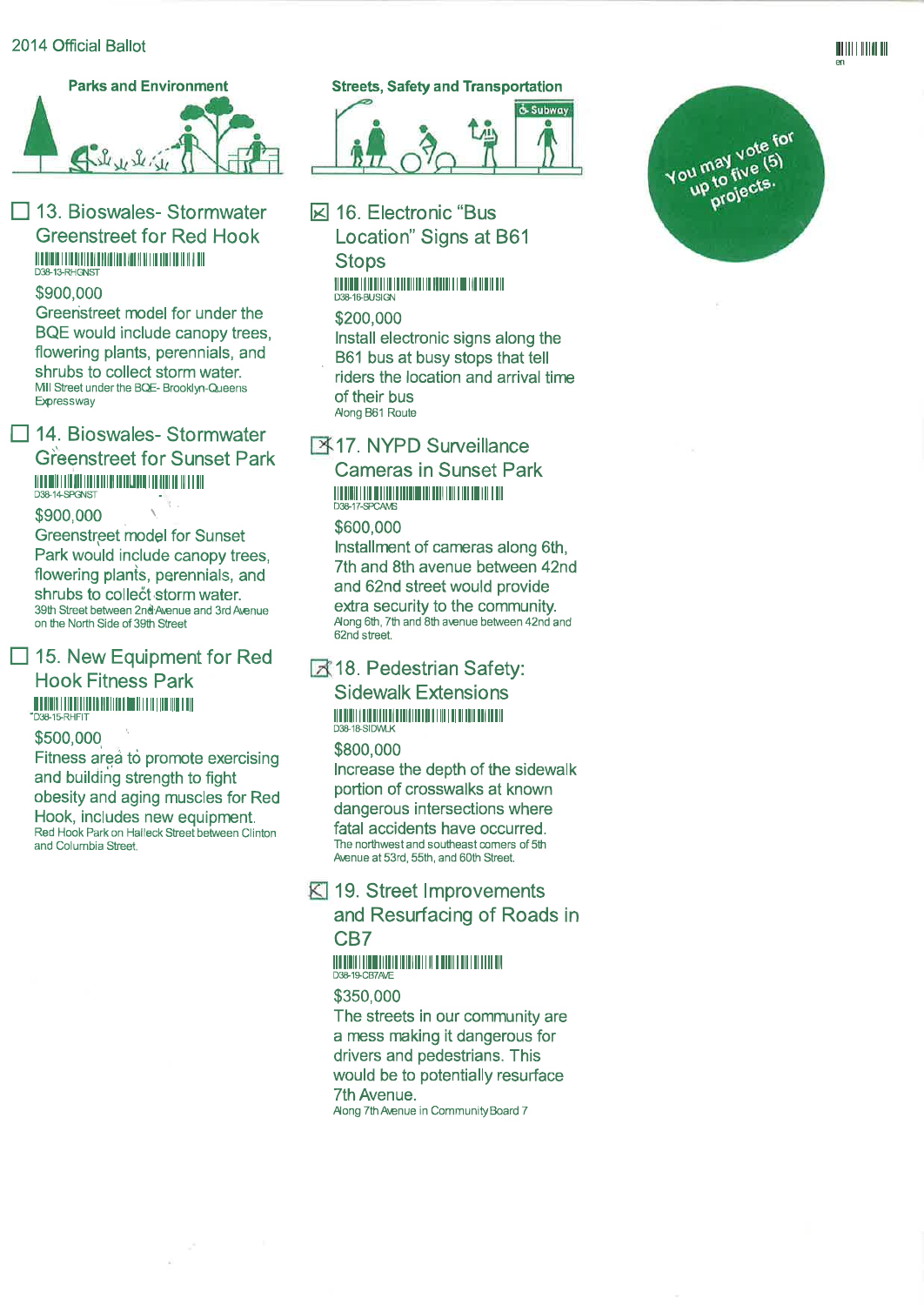2014 Official Ballot

en

## Parks and Environment

☐ 13. Bioswales- Stormwater Greenstreet for Red Hook

D38-13-RHGNST

$900,000

Greenstreet model for under the BQE would include canopy trees, flowering plants, perennials, and shrubs to collect storm water.

Mill Street under the BQE- Brooklyn-Queens Expressway

☐ 14. Bioswales- Stormwater Greenstreet for Sunset Park

D38-14-SPGNST

$900,000

Greenstreet model for Sunset Park would include canopy trees, flowering plants, perennials, and shrubs to collect storm water.

39th Street between 2nd Avenue and 3rd Avenue on the North Side of 39th Street

☐ 15. New Equipment for Red Hook Fitness Park

D38-15-RHFIT

$500,000

Fitness area to promote exercising and building strength to fight obesity and aging muscles for Red Hook, includes new equipment.

Red Hook Park on Halleck Street between Clinton and Columbia Street.

## Streets, Safety and Transportation

Subway

☒ 16. Electronic "Bus Location" Signs at B61 Stops

D38-16-BUSIGN

$200,000

Install electronic signs along the B61 bus at busy stops that tell riders the location and arrival time of their bus

Along B61 Route

☒ 17. NYPD Surveillance Cameras in Sunset Park

D38-17-SPCAMS

$600,000

Installment of cameras along 6th, 7th and 8th avenue between 42nd and 62nd street would provide extra security to the community.

Along 6th, 7th and 8th avenue between 42nd and 62nd street.

☒ 18. Pedestrian Safety: Sidewalk Extensions

D38-18-SIDWLK

$800,000

Increase the depth of the sidewalk portion of crosswalks at known dangerous intersections where fatal accidents have occurred.

The northwest and southeast corners of 5th Avenue at 53rd, 55th, and 60th Street.

☒ 19. Street Improvements and Resurfacing of Roads in CB7

D38-19-CB7AVE

$350,000

The streets in our community are a mess making it dangerous for drivers and pedestrians. This would be to potentially resurface 7th Avenue.

Along 7th Avenue in Community Board 7

You may vote for up to five (5) projects.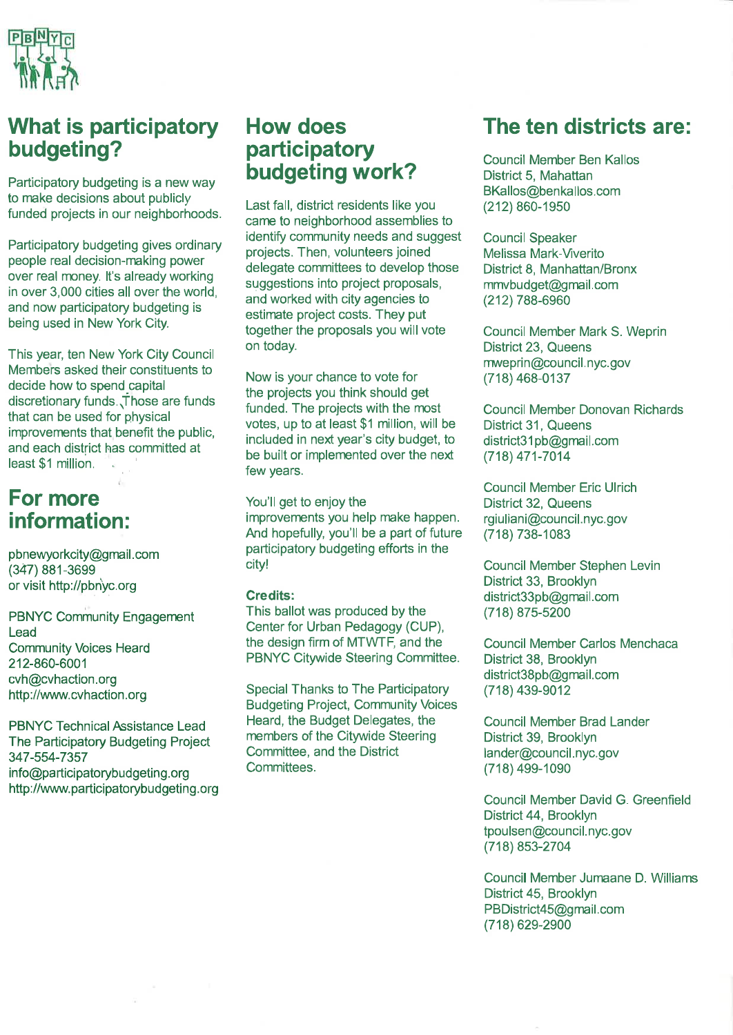PBNYC

## What is participatory budgeting?

Participatory budgeting is a new way to make decisions about publicly funded projects in our neighborhoods.

Participatory budgeting gives ordinary people real decision-making power over real money. It's already working in over 3,000 cities all over the world, and now participatory budgeting is being used in New York City.

This year, ten New York City Council Members asked their constituents to decide how to spend capital discretionary funds. Those are funds that can be used for physical improvements that benefit the public, and each district has committed at least $1 million.

## For more information:

pbnewyorkcity@gmail.com
(347) 881-3699
or visit http://pbnyc.org

PBNYC Community Engagement Lead
Community Voices Heard
212-860-6001
cvh@cvhaction.org
http://www.cvhaction.org

PBNYC Technical Assistance Lead
The Participatory Budgeting Project
347-554-7357
info@participatorybudgeting.org
http://www.participatorybudgeting.org

## How does participatory budgeting work?

Last fall, district residents like you came to neighborhood assemblies to identify community needs and suggest projects. Then, volunteers joined delegate committees to develop those suggestions into project proposals, and worked with city agencies to estimate project costs. They put together the proposals you will vote on today.

Now is your chance to vote for the projects you think should get funded. The projects with the most votes, up to at least $1 million, will be included in next year's city budget, to be built or implemented over the next few years.

You'll get to enjoy the improvements you help make happen. And hopefully, you'll be a part of future participatory budgeting efforts in the city!

**Credits:**
This ballot was produced by the Center for Urban Pedagogy (CUP), the design firm of MTWTF, and the PBNYC Citywide Steering Committee.

Special Thanks to The Participatory Budgeting Project, Community Voices Heard, the Budget Delegates, the members of the Citywide Steering Committee, and the District Committees.

## The ten districts are:

Council Member Ben Kallos
District 5, Mahattan
BKallos@benkallos.com
(212) 860-1950

Council Speaker Melissa Mark-Viverito
District 8, Manhattan/Bronx
mmvbudget@gmail.com
(212) 788-6960

Council Member Mark S. Weprin
District 23, Queens
mweprin@council.nyc.gov
(718) 468-0137

Council Member Donovan Richards
District 31, Queens
district31pb@gmail.com
(718) 471-7014

Council Member Eric Ulrich
District 32, Queens
rgiuliani@council.nyc.gov
(718) 738-1083

Council Member Stephen Levin
District 33, Brooklyn
district33pb@gmail.com
(718) 875-5200

Council Member Carlos Menchaca
District 38, Brooklyn
district38pb@gmail.com
(718) 439-9012

Council Member Brad Lander
District 39, Brooklyn
lander@council.nyc.gov
(718) 499-1090

Council Member David G. Greenfield
District 44, Brooklyn
tpoulsen@council.nyc.gov
(718) 853-2704

Council Member Jumaane D. Williams
District 45, Brooklyn
PBDistrict45@gmail.com
(718) 629-2900